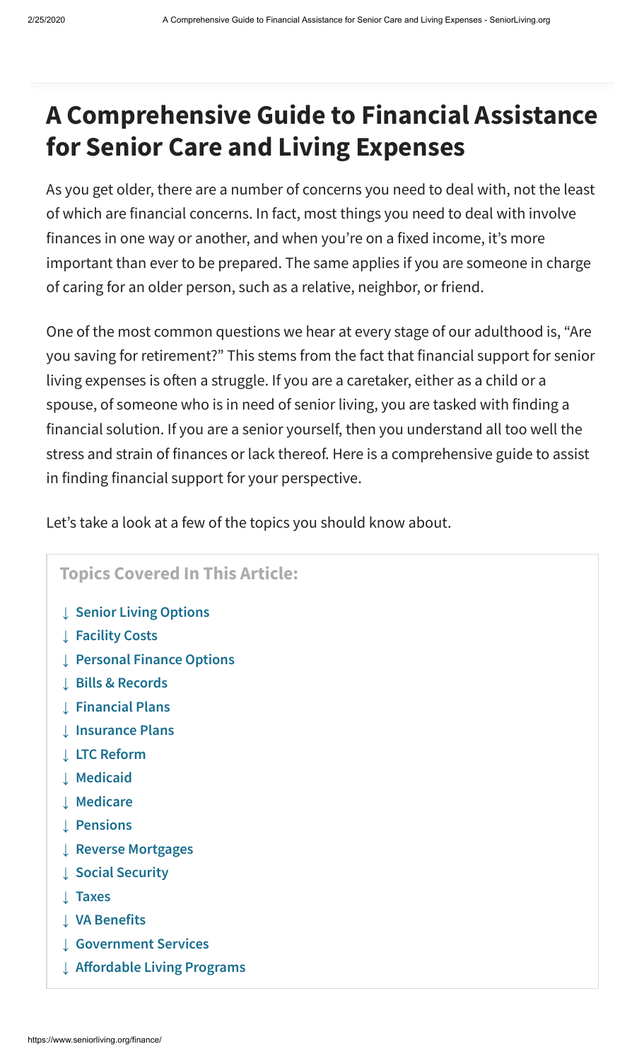# A Comprehensive Guide to Financial Assistance for Senior Care and Living Expenses

As you get older, there are a number of concerns you need to deal with, not the least of which are financial concerns. In fact, most things you need to deal with involve finances in one way or another, and when you're on a fixed income, it's more important than ever to be prepared. The same applies if you are someone in charge of caring for an older person, such as a relative, neighbor, or friend.

One of the most common questions we hear at every stage of our adulthood is, "Are you saving for retirement?" This stems from the fact that financial support for senior living expenses is often a struggle. If you are a caretaker, either as a child or a spouse, of someone who is in need of senior living, you are tasked with finding a financial solution. If you are a senior yourself, then you understand all too well the stress and strain of finances or lack thereof. Here is a comprehensive guide to assist in finding financial support for your perspective.

Let's take a look at a few of the topics you should know about.

**Topics Covered In This Article:**

- ↓ **Senior Living Options**
- ↓ **Facility Costs**
- ↓ **Personal Finance Options**
- ↓ **Bills & Records**
- ↓ **Financial Plans**
- ↓ **Insurance Plans**
- ↓ **LTC Reform**
- ↓ **Medicaid**
- ↓ **Medicare**
- ↓ **Pensions**
- ↓ **Reverse Mortgages**
- ↓ **Social Security**
- ↓ **Taxes**
- ↓ **VA Benefits**
- ↓ **Government Services**
- ↓ **Affordable Living Programs**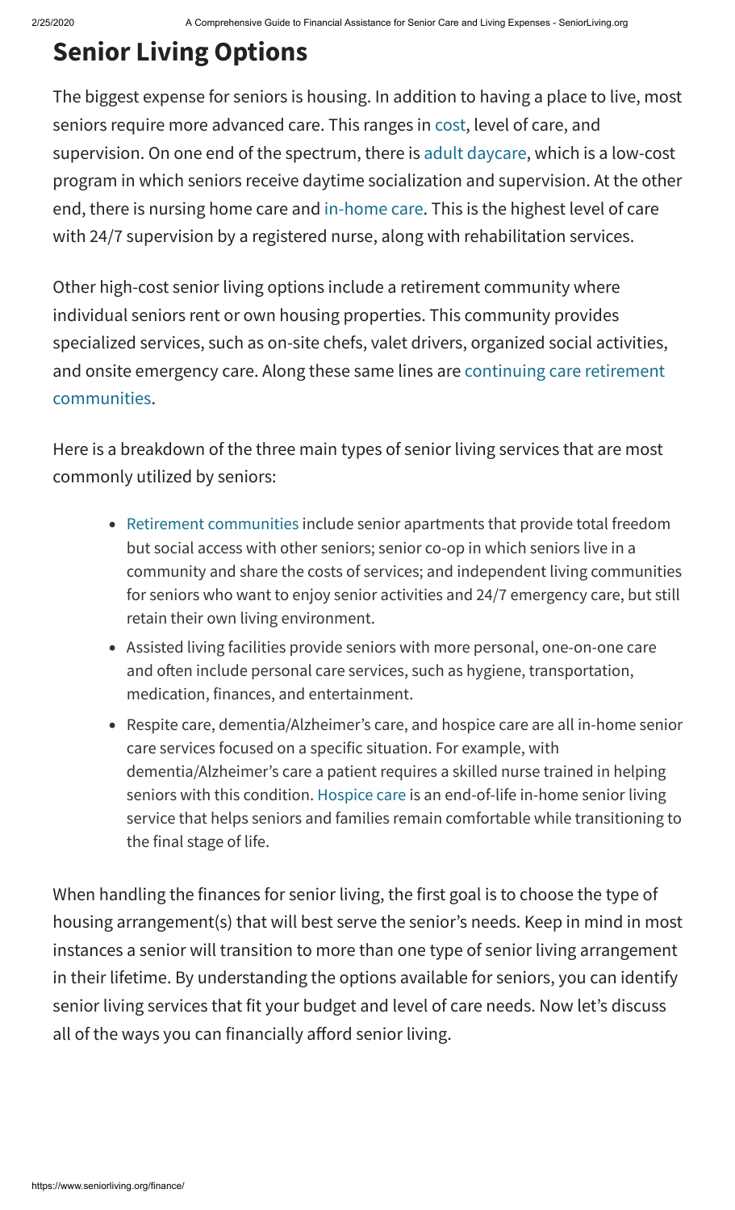## Senior Living Options

The biggest expense for seniors is housing. In addition to having a place to live, most seniors require more advanced care. This ranges in cost, level of care, and supervision. On one end of the spectrum, there is adult daycare, which is a low-cost program in which seniors receive daytime socialization and supervision. At the other end, there is nursing home care and in-home care. This is the highest level of care with 24/7 supervision by a registered nurse, along with rehabilitation services.

Other high-cost senior living options include a retirement community where individual seniors rent or own housing properties. This community provides specialized services, such as on-site chefs, valet drivers, organized social activities, and onsite emergency care. Along these same lines are continuing care retirement communities.

Here is a breakdown of the three main types of senior living services that are most commonly utilized by seniors:

- Retirement communities include senior apartments that provide total freedom but social access with other seniors; senior co-op in which seniors live in a community and share the costs of services; and independent living communities for seniors who want to enjoy senior activities and 24/7 emergency care, but still retain their own living environment.
- Assisted living facilities provide seniors with more personal, one-on-one care and often include personal care services, such as hygiene, transportation, medication, finances, and entertainment.
- Respite care, dementia/Alzheimer's care, and hospice care are all in-home senior care services focused on a specific situation. For example, with dementia/Alzheimer's care a patient requires a skilled nurse trained in helping seniors with this condition. Hospice care is an end-of-life in-home senior living service that helps seniors and families remain comfortable while transitioning to the final stage of life.

When handling the finances for senior living, the first goal is to choose the type of housing arrangement(s) that will best serve the senior's needs. Keep in mind in most instances a senior will transition to more than one type of senior living arrangement in their lifetime. By understanding the options available for seniors, you can identify senior living services that fit your budget and level of care needs. Now let's discuss all of the ways you can financially afford senior living.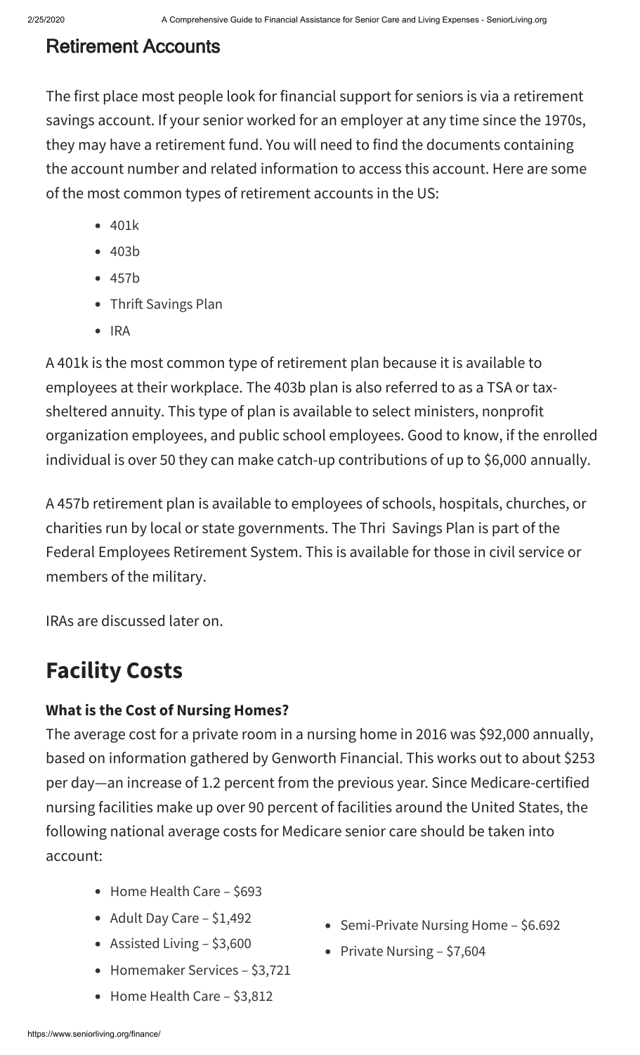## Retirement Accounts

The first place most people look for financial support for seniors is via a retirement savings account. If your senior worked for an employer at any time since the 1970s, they may have a retirement fund. You will need to find the documents containing the account number and related information to access this account. Here are some of the most common types of retirement accounts in the US:

- 401k
- 403b
- 457b
- Thrift Savings Plan
- IRA

A 401k is the most common type of retirement plan because it is available to employees at their workplace. The 403b plan is also referred to as a TSA or tax-sheltered annuity. This type of plan is available to select ministers, nonprofit organization employees, and public school employees. Good to know, if the enrolled individual is over 50 they can make catch-up contributions of up to $6,000 annually.

A 457b retirement plan is available to employees of schools, hospitals, churches, or charities run by local or state governments. The Thri Savings Plan is part of the Federal Employees Retirement System. This is available for those in civil service or members of the military.

IRAs are discussed later on.

# Facility Costs

### What is the Cost of Nursing Homes?

The average cost for a private room in a nursing home in 2016 was $92,000 annually, based on information gathered by Genworth Financial. This works out to about $253 per day—an increase of 1.2 percent from the previous year. Since Medicare-certified nursing facilities make up over 90 percent of facilities around the United States, the following national average costs for Medicare senior care should be taken into account:

- Home Health Care – $693
- Adult Day Care – $1,492
- Assisted Living – $3,600
- Homemaker Services – $3,721
- Home Health Care – $3,812
- Semi-Private Nursing Home – $6.692
- Private Nursing – $7,604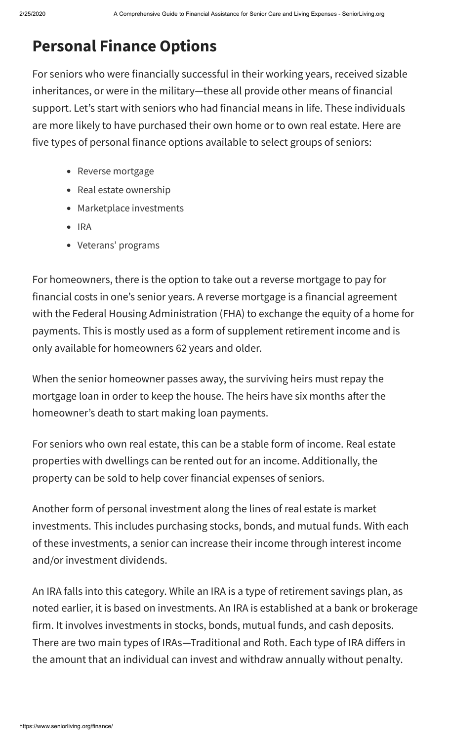## Personal Finance Options

For seniors who were financially successful in their working years, received sizable inheritances, or were in the military—these all provide other means of financial support. Let's start with seniors who had financial means in life. These individuals are more likely to have purchased their own home or to own real estate. Here are five types of personal finance options available to select groups of seniors:

- Reverse mortgage
- Real estate ownership
- Marketplace investments
- IRA
- Veterans' programs

For homeowners, there is the option to take out a reverse mortgage to pay for financial costs in one's senior years. A reverse mortgage is a financial agreement with the Federal Housing Administration (FHA) to exchange the equity of a home for payments. This is mostly used as a form of supplement retirement income and is only available for homeowners 62 years and older.

When the senior homeowner passes away, the surviving heirs must repay the mortgage loan in order to keep the house. The heirs have six months after the homeowner's death to start making loan payments.

For seniors who own real estate, this can be a stable form of income. Real estate properties with dwellings can be rented out for an income. Additionally, the property can be sold to help cover financial expenses of seniors.

Another form of personal investment along the lines of real estate is market investments. This includes purchasing stocks, bonds, and mutual funds. With each of these investments, a senior can increase their income through interest income and/or investment dividends.

An IRA falls into this category. While an IRA is a type of retirement savings plan, as noted earlier, it is based on investments. An IRA is established at a bank or brokerage firm. It involves investments in stocks, bonds, mutual funds, and cash deposits. There are two main types of IRAs—Traditional and Roth. Each type of IRA differs in the amount that an individual can invest and withdraw annually without penalty.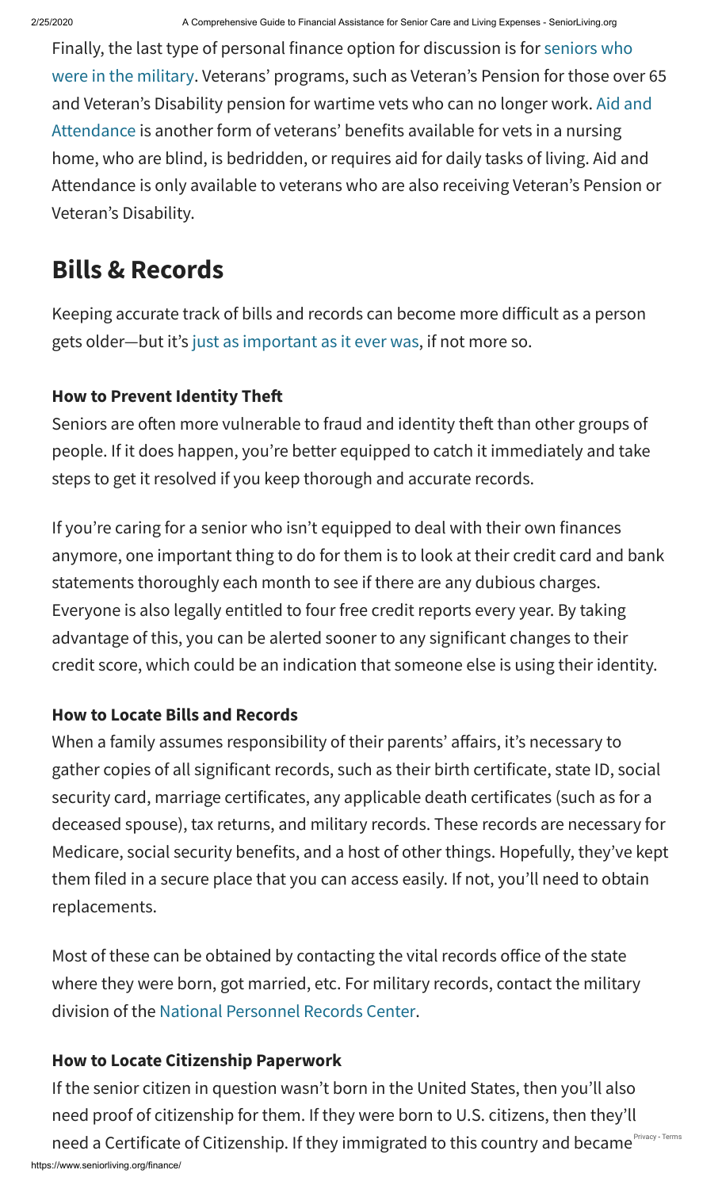Finally, the last type of personal finance option for discussion is for seniors who were in the military. Veterans' programs, such as Veteran's Pension for those over 65 and Veteran's Disability pension for wartime vets who can no longer work. Aid and Attendance is another form of veterans' benefits available for vets in a nursing home, who are blind, is bedridden, or requires aid for daily tasks of living. Aid and Attendance is only available to veterans who are also receiving Veteran's Pension or Veteran's Disability.

## Bills & Records

Keeping accurate track of bills and records can become more difficult as a person gets older—but it's just as important as it ever was, if not more so.

### How to Prevent Identity Theft

Seniors are often more vulnerable to fraud and identity theft than other groups of people. If it does happen, you're better equipped to catch it immediately and take steps to get it resolved if you keep thorough and accurate records.

If you're caring for a senior who isn't equipped to deal with their own finances anymore, one important thing to do for them is to look at their credit card and bank statements thoroughly each month to see if there are any dubious charges. Everyone is also legally entitled to four free credit reports every year. By taking advantage of this, you can be alerted sooner to any significant changes to their credit score, which could be an indication that someone else is using their identity.

### How to Locate Bills and Records

When a family assumes responsibility of their parents' affairs, it's necessary to gather copies of all significant records, such as their birth certificate, state ID, social security card, marriage certificates, any applicable death certificates (such as for a deceased spouse), tax returns, and military records. These records are necessary for Medicare, social security benefits, and a host of other things. Hopefully, they've kept them filed in a secure place that you can access easily. If not, you'll need to obtain replacements.

Most of these can be obtained by contacting the vital records office of the state where they were born, got married, etc. For military records, contact the military division of the National Personnel Records Center.

### How to Locate Citizenship Paperwork

If the senior citizen in question wasn't born in the United States, then you'll also need proof of citizenship for them. If they were born to U.S. citizens, then they'll need a Certificate of Citizenship. If they immigrated to this country and became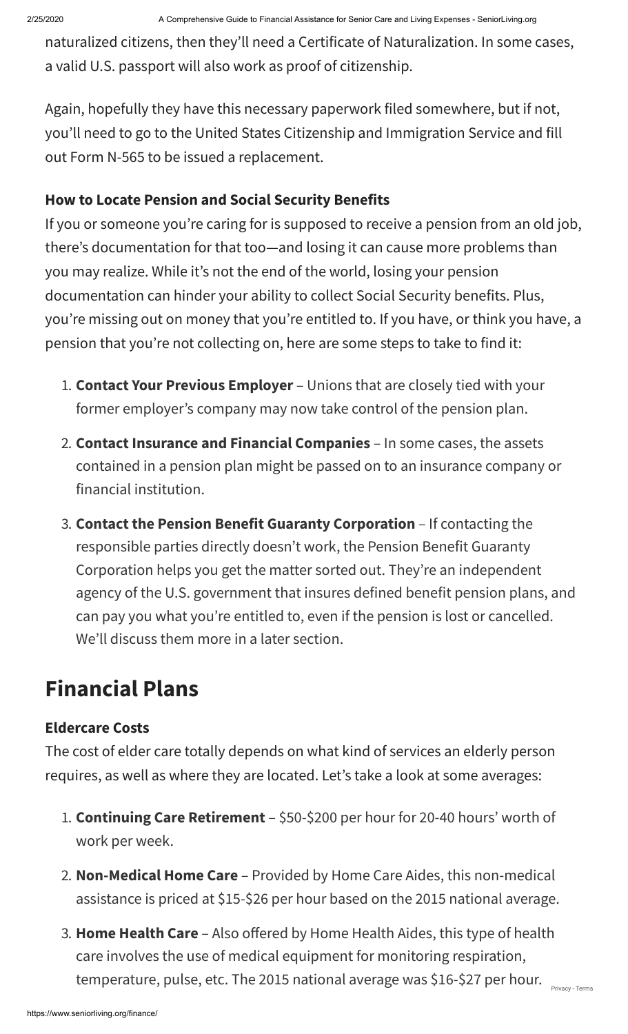naturalized citizens, then they'll need a Certificate of Naturalization. In some cases, a valid U.S. passport will also work as proof of citizenship.

Again, hopefully they have this necessary paperwork filed somewhere, but if not, you'll need to go to the United States Citizenship and Immigration Service and fill out Form N-565 to be issued a replacement.

### How to Locate Pension and Social Security Benefits

If you or someone you're caring for is supposed to receive a pension from an old job, there's documentation for that too—and losing it can cause more problems than you may realize. While it's not the end of the world, losing your pension documentation can hinder your ability to collect Social Security benefits. Plus, you're missing out on money that you're entitled to. If you have, or think you have, a pension that you're not collecting on, here are some steps to take to find it:

1. **Contact Your Previous Employer** – Unions that are closely tied with your former employer's company may now take control of the pension plan.
2. **Contact Insurance and Financial Companies** – In some cases, the assets contained in a pension plan might be passed on to an insurance company or financial institution.
3. **Contact the Pension Benefit Guaranty Corporation** – If contacting the responsible parties directly doesn't work, the Pension Benefit Guaranty Corporation helps you get the matter sorted out. They're an independent agency of the U.S. government that insures defined benefit pension plans, and can pay you what you're entitled to, even if the pension is lost or cancelled. We'll discuss them more in a later section.

## Financial Plans

### Eldercare Costs

The cost of elder care totally depends on what kind of services an elderly person requires, as well as where they are located. Let's take a look at some averages:

1. **Continuing Care Retirement** – $50-$200 per hour for 20-40 hours' worth of work per week.
2. **Non-Medical Home Care** – Provided by Home Care Aides, this non-medical assistance is priced at $15-$26 per hour based on the 2015 national average.
3. **Home Health Care** – Also offered by Home Health Aides, this type of health care involves the use of medical equipment for monitoring respiration, temperature, pulse, etc. The 2015 national average was $16-$27 per hour.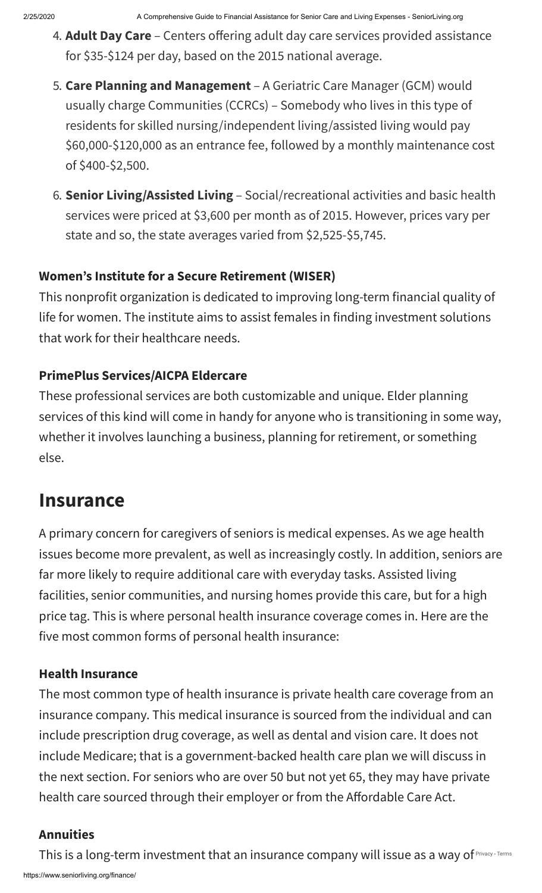4. **Adult Day Care** – Centers offering adult day care services provided assistance for $35-$124 per day, based on the 2015 national average.

5. **Care Planning and Management** – A Geriatric Care Manager (GCM) would usually charge Communities (CCRCs) – Somebody who lives in this type of residents for skilled nursing/independent living/assisted living would pay $60,000-$120,000 as an entrance fee, followed by a monthly maintenance cost of $400-$2,500.

6. **Senior Living/Assisted Living** – Social/recreational activities and basic health services were priced at $3,600 per month as of 2015. However, prices vary per state and so, the state averages varied from $2,525-$5,745.

### Women's Institute for a Secure Retirement (WISER)

This nonprofit organization is dedicated to improving long-term financial quality of life for women. The institute aims to assist females in finding investment solutions that work for their healthcare needs.

### PrimePlus Services/AICPA Eldercare

These professional services are both customizable and unique. Elder planning services of this kind will come in handy for anyone who is transitioning in some way, whether it involves launching a business, planning for retirement, or something else.

## Insurance

A primary concern for caregivers of seniors is medical expenses. As we age health issues become more prevalent, as well as increasingly costly. In addition, seniors are far more likely to require additional care with everyday tasks. Assisted living facilities, senior communities, and nursing homes provide this care, but for a high price tag. This is where personal health insurance coverage comes in. Here are the five most common forms of personal health insurance:

### Health Insurance

The most common type of health insurance is private health care coverage from an insurance company. This medical insurance is sourced from the individual and can include prescription drug coverage, as well as dental and vision care. It does not include Medicare; that is a government-backed health care plan we will discuss in the next section. For seniors who are over 50 but not yet 65, they may have private health care sourced through their employer or from the Affordable Care Act.

### Annuities

This is a long-term investment that an insurance company will issue as a way of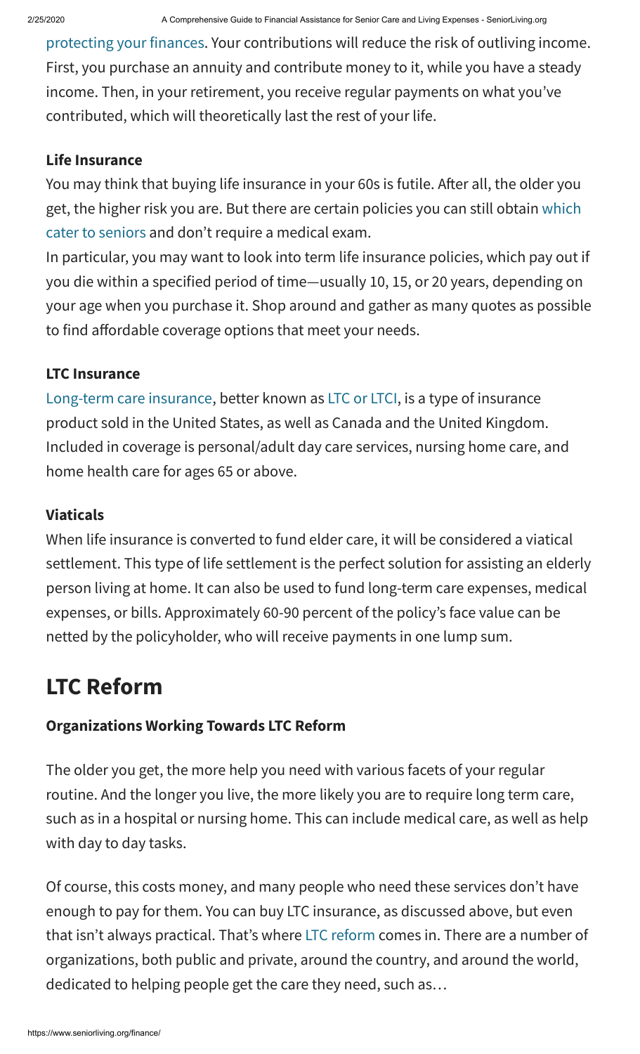protecting your finances. Your contributions will reduce the risk of outliving income. First, you purchase an annuity and contribute money to it, while you have a steady income. Then, in your retirement, you receive regular payments on what you've contributed, which will theoretically last the rest of your life.

### Life Insurance

You may think that buying life insurance in your 60s is futile. After all, the older you get, the higher risk you are. But there are certain policies you can still obtain which cater to seniors and don't require a medical exam.

In particular, you may want to look into term life insurance policies, which pay out if you die within a specified period of time—usually 10, 15, or 20 years, depending on your age when you purchase it. Shop around and gather as many quotes as possible to find affordable coverage options that meet your needs.

### LTC Insurance

Long-term care insurance, better known as LTC or LTCI, is a type of insurance product sold in the United States, as well as Canada and the United Kingdom. Included in coverage is personal/adult day care services, nursing home care, and home health care for ages 65 or above.

### Viaticals

When life insurance is converted to fund elder care, it will be considered a viatical settlement. This type of life settlement is the perfect solution for assisting an elderly person living at home. It can also be used to fund long-term care expenses, medical expenses, or bills. Approximately 60-90 percent of the policy's face value can be netted by the policyholder, who will receive payments in one lump sum.

## LTC Reform

### Organizations Working Towards LTC Reform

The older you get, the more help you need with various facets of your regular routine. And the longer you live, the more likely you are to require long term care, such as in a hospital or nursing home. This can include medical care, as well as help with day to day tasks.

Of course, this costs money, and many people who need these services don't have enough to pay for them. You can buy LTC insurance, as discussed above, but even that isn't always practical. That's where LTC reform comes in. There are a number of organizations, both public and private, around the country, and around the world, dedicated to helping people get the care they need, such as…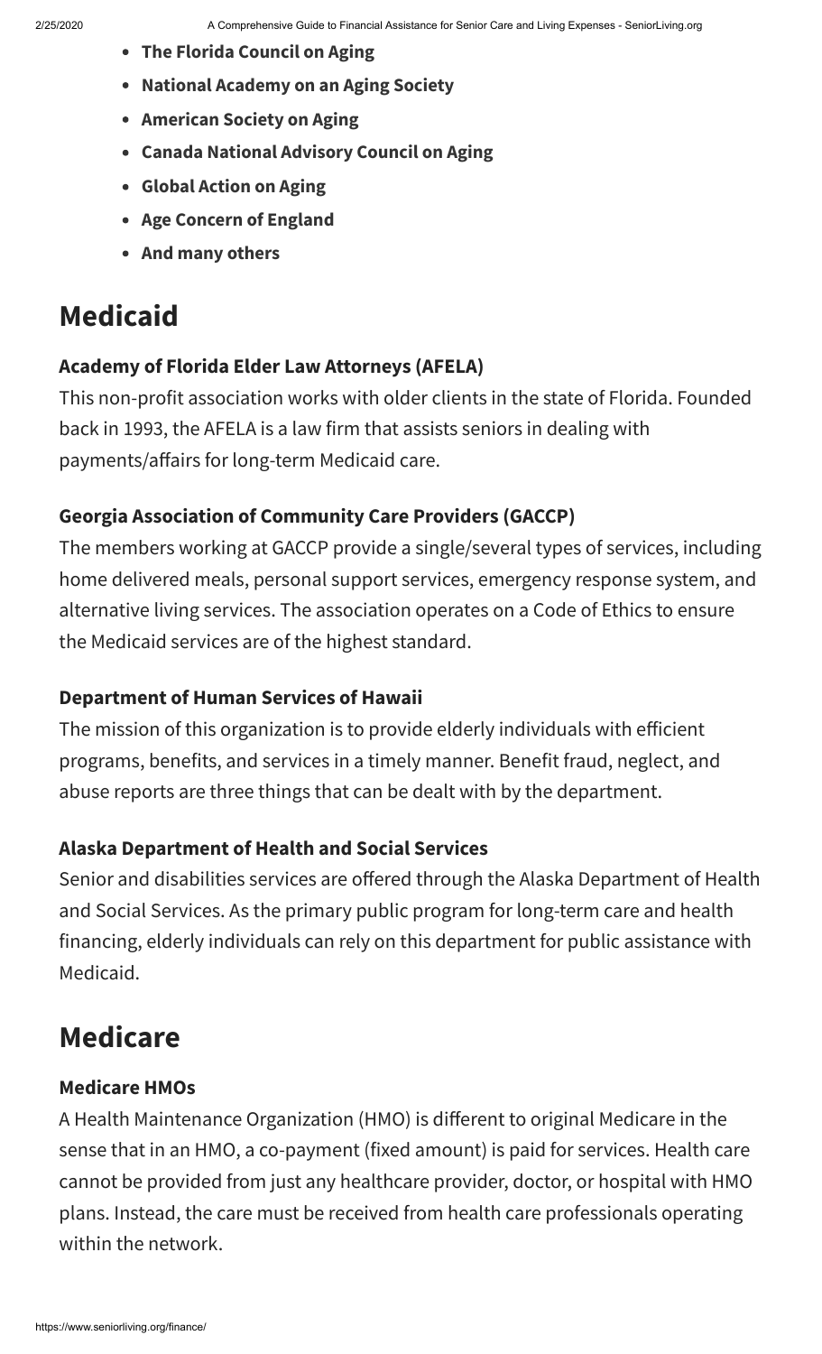- **The Florida Council on Aging**
- **National Academy on an Aging Society**
- **American Society on Aging**
- **Canada National Advisory Council on Aging**
- **Global Action on Aging**
- **Age Concern of England**
- **And many others**

## Medicaid

### Academy of Florida Elder Law Attorneys (AFELA)

This non-profit association works with older clients in the state of Florida. Founded back in 1993, the AFELA is a law firm that assists seniors in dealing with payments/affairs for long-term Medicaid care.

### Georgia Association of Community Care Providers (GACCP)

The members working at GACCP provide a single/several types of services, including home delivered meals, personal support services, emergency response system, and alternative living services. The association operates on a Code of Ethics to ensure the Medicaid services are of the highest standard.

### Department of Human Services of Hawaii

The mission of this organization is to provide elderly individuals with efficient programs, benefits, and services in a timely manner. Benefit fraud, neglect, and abuse reports are three things that can be dealt with by the department.

### Alaska Department of Health and Social Services

Senior and disabilities services are offered through the Alaska Department of Health and Social Services. As the primary public program for long-term care and health financing, elderly individuals can rely on this department for public assistance with Medicaid.

## Medicare

### Medicare HMOs

A Health Maintenance Organization (HMO) is different to original Medicare in the sense that in an HMO, a co-payment (fixed amount) is paid for services. Health care cannot be provided from just any healthcare provider, doctor, or hospital with HMO plans. Instead, the care must be received from health care professionals operating within the network.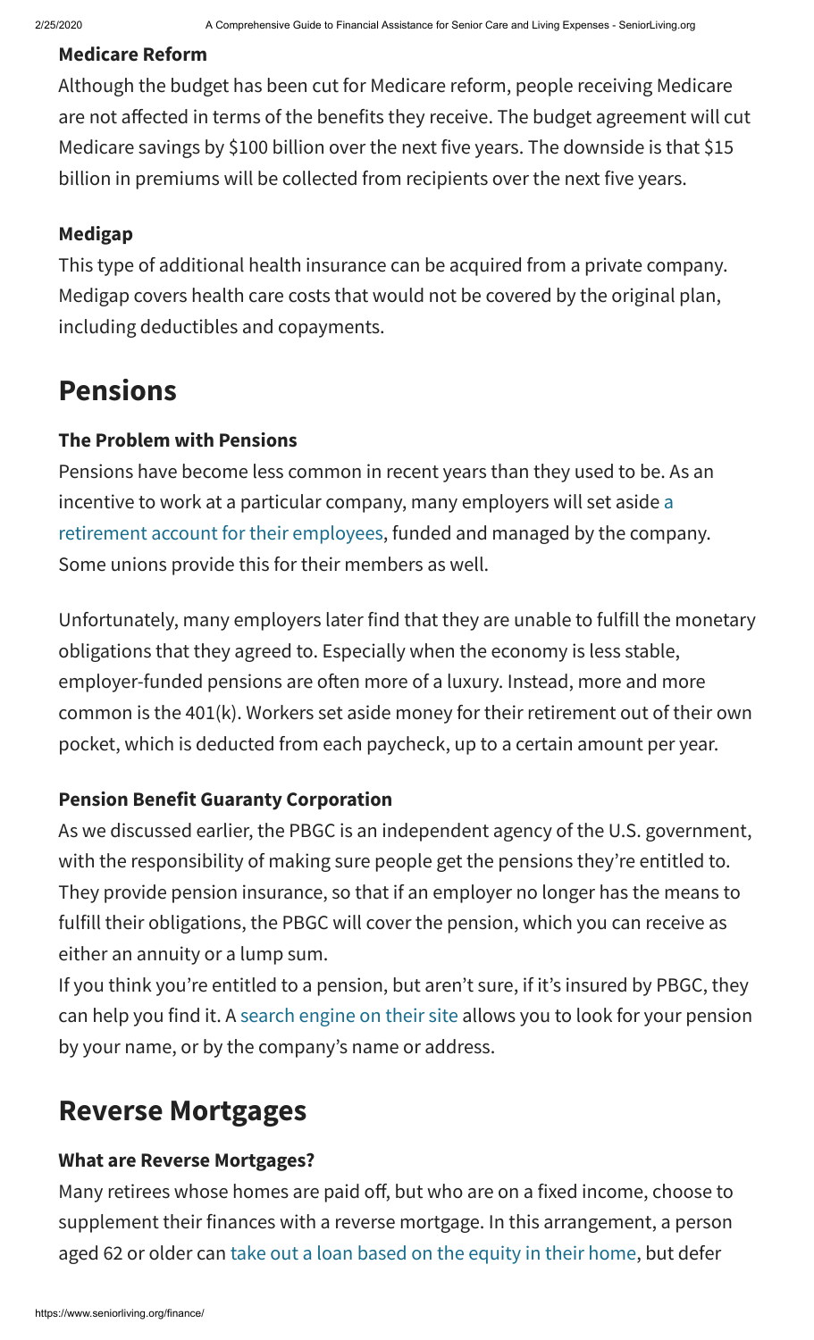### Medicare Reform

Although the budget has been cut for Medicare reform, people receiving Medicare are not affected in terms of the benefits they receive. The budget agreement will cut Medicare savings by $100 billion over the next five years. The downside is that $15 billion in premiums will be collected from recipients over the next five years.

### Medigap

This type of additional health insurance can be acquired from a private company. Medigap covers health care costs that would not be covered by the original plan, including deductibles and copayments.

## Pensions

### The Problem with Pensions

Pensions have become less common in recent years than they used to be. As an incentive to work at a particular company, many employers will set aside a retirement account for their employees, funded and managed by the company. Some unions provide this for their members as well.

Unfortunately, many employers later find that they are unable to fulfill the monetary obligations that they agreed to. Especially when the economy is less stable, employer-funded pensions are often more of a luxury. Instead, more and more common is the 401(k). Workers set aside money for their retirement out of their own pocket, which is deducted from each paycheck, up to a certain amount per year.

### Pension Benefit Guaranty Corporation

As we discussed earlier, the PBGC is an independent agency of the U.S. government, with the responsibility of making sure people get the pensions they're entitled to. They provide pension insurance, so that if an employer no longer has the means to fulfill their obligations, the PBGC will cover the pension, which you can receive as either an annuity or a lump sum.

If you think you're entitled to a pension, but aren't sure, if it's insured by PBGC, they can help you find it. A search engine on their site allows you to look for your pension by your name, or by the company's name or address.

## Reverse Mortgages

### What are Reverse Mortgages?

Many retirees whose homes are paid off, but who are on a fixed income, choose to supplement their finances with a reverse mortgage. In this arrangement, a person aged 62 or older can take out a loan based on the equity in their home, but defer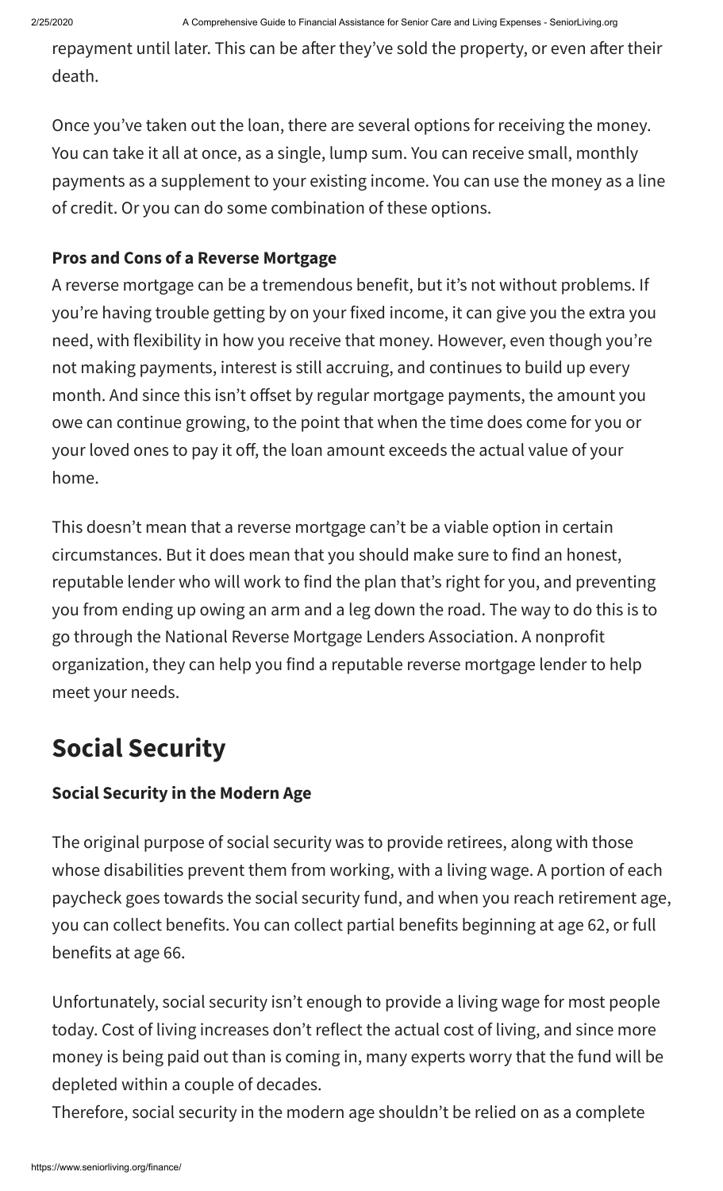repayment until later. This can be after they've sold the property, or even after their death.

Once you've taken out the loan, there are several options for receiving the money. You can take it all at once, as a single, lump sum. You can receive small, monthly payments as a supplement to your existing income. You can use the money as a line of credit. Or you can do some combination of these options.

**Pros and Cons of a Reverse Mortgage**

A reverse mortgage can be a tremendous benefit, but it's not without problems. If you're having trouble getting by on your fixed income, it can give you the extra you need, with flexibility in how you receive that money. However, even though you're not making payments, interest is still accruing, and continues to build up every month. And since this isn't offset by regular mortgage payments, the amount you owe can continue growing, to the point that when the time does come for you or your loved ones to pay it off, the loan amount exceeds the actual value of your home.

This doesn't mean that a reverse mortgage can't be a viable option in certain circumstances. But it does mean that you should make sure to find an honest, reputable lender who will work to find the plan that's right for you, and preventing you from ending up owing an arm and a leg down the road. The way to do this is to go through the National Reverse Mortgage Lenders Association. A nonprofit organization, they can help you find a reputable reverse mortgage lender to help meet your needs.

## Social Security

**Social Security in the Modern Age**

The original purpose of social security was to provide retirees, along with those whose disabilities prevent them from working, with a living wage. A portion of each paycheck goes towards the social security fund, and when you reach retirement age, you can collect benefits. You can collect partial benefits beginning at age 62, or full benefits at age 66.

Unfortunately, social security isn't enough to provide a living wage for most people today. Cost of living increases don't reflect the actual cost of living, and since more money is being paid out than is coming in, many experts worry that the fund will be depleted within a couple of decades.

Therefore, social security in the modern age shouldn't be relied on as a complete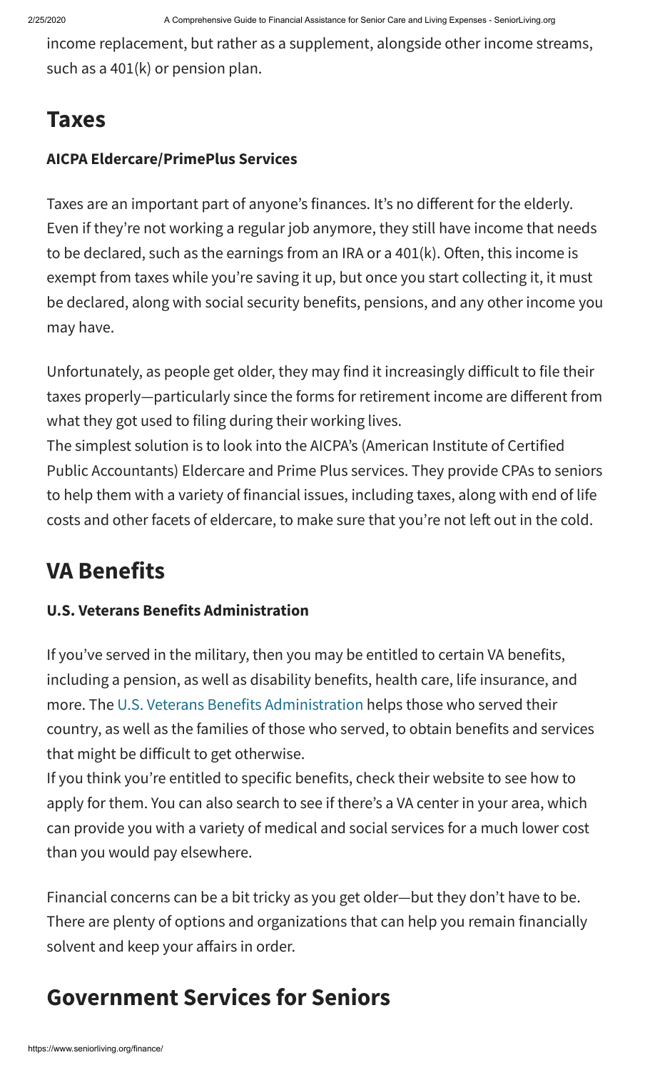income replacement, but rather as a supplement, alongside other income streams, such as a 401(k) or pension plan.

## Taxes

### AICPA Eldercare/PrimePlus Services

Taxes are an important part of anyone's finances. It's no different for the elderly. Even if they're not working a regular job anymore, they still have income that needs to be declared, such as the earnings from an IRA or a 401(k). Often, this income is exempt from taxes while you're saving it up, but once you start collecting it, it must be declared, along with social security benefits, pensions, and any other income you may have.

Unfortunately, as people get older, they may find it increasingly difficult to file their taxes properly—particularly since the forms for retirement income are different from what they got used to filing during their working lives.
The simplest solution is to look into the AICPA's (American Institute of Certified Public Accountants) Eldercare and Prime Plus services. They provide CPAs to seniors to help them with a variety of financial issues, including taxes, along with end of life costs and other facets of eldercare, to make sure that you're not left out in the cold.

## VA Benefits

### U.S. Veterans Benefits Administration

If you've served in the military, then you may be entitled to certain VA benefits, including a pension, as well as disability benefits, health care, life insurance, and more. The U.S. Veterans Benefits Administration helps those who served their country, as well as the families of those who served, to obtain benefits and services that might be difficult to get otherwise.
If you think you're entitled to specific benefits, check their website to see how to apply for them. You can also search to see if there's a VA center in your area, which can provide you with a variety of medical and social services for a much lower cost than you would pay elsewhere.

Financial concerns can be a bit tricky as you get older—but they don't have to be. There are plenty of options and organizations that can help you remain financially solvent and keep your affairs in order.

## Government Services for Seniors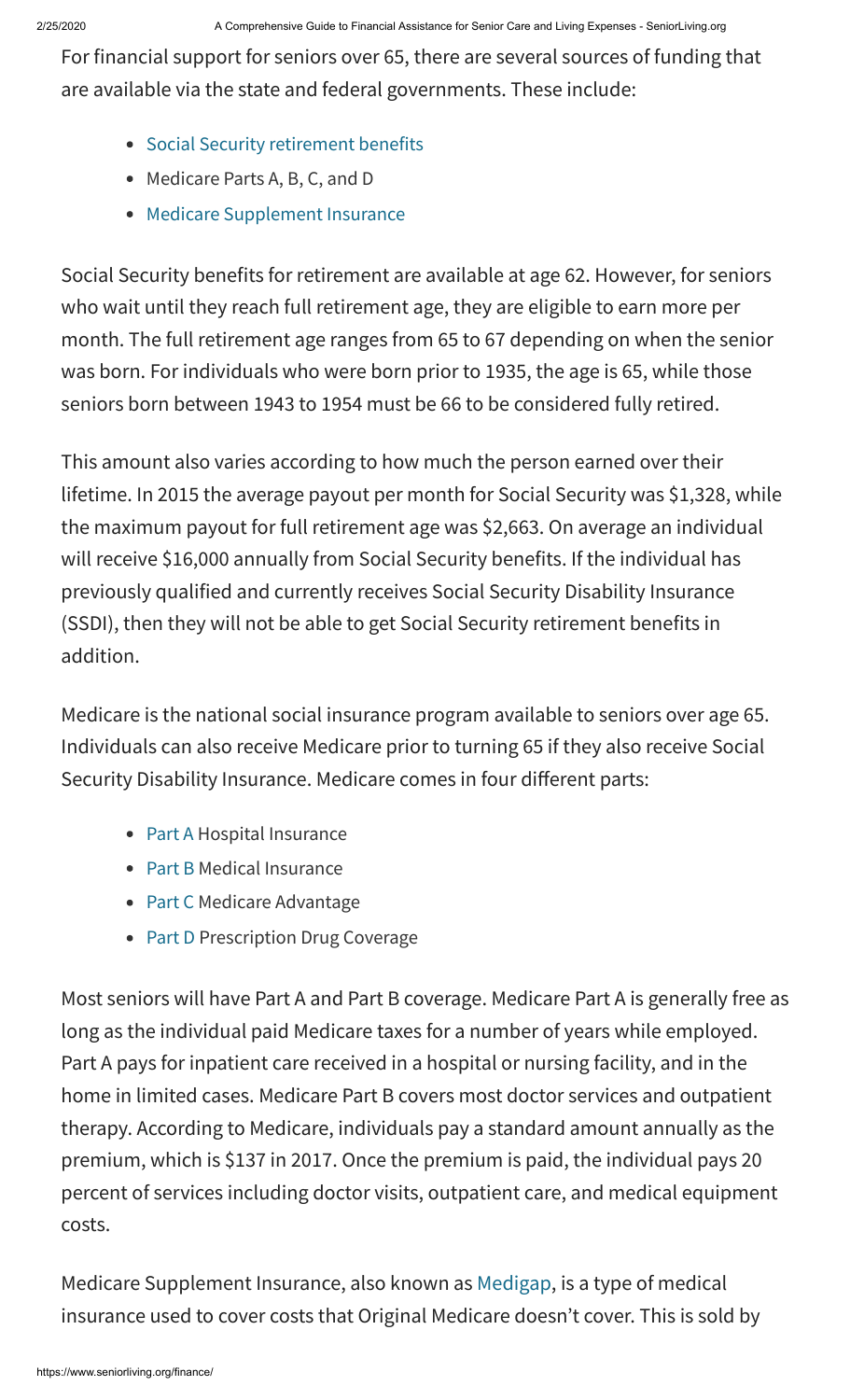For financial support for seniors over 65, there are several sources of funding that are available via the state and federal governments. These include:

- Social Security retirement benefits
- Medicare Parts A, B, C, and D
- Medicare Supplement Insurance

Social Security benefits for retirement are available at age 62. However, for seniors who wait until they reach full retirement age, they are eligible to earn more per month. The full retirement age ranges from 65 to 67 depending on when the senior was born. For individuals who were born prior to 1935, the age is 65, while those seniors born between 1943 to 1954 must be 66 to be considered fully retired.

This amount also varies according to how much the person earned over their lifetime. In 2015 the average payout per month for Social Security was $1,328, while the maximum payout for full retirement age was $2,663. On average an individual will receive $16,000 annually from Social Security benefits. If the individual has previously qualified and currently receives Social Security Disability Insurance (SSDI), then they will not be able to get Social Security retirement benefits in addition.

Medicare is the national social insurance program available to seniors over age 65. Individuals can also receive Medicare prior to turning 65 if they also receive Social Security Disability Insurance. Medicare comes in four different parts:

- Part A Hospital Insurance
- Part B Medical Insurance
- Part C Medicare Advantage
- Part D Prescription Drug Coverage

Most seniors will have Part A and Part B coverage. Medicare Part A is generally free as long as the individual paid Medicare taxes for a number of years while employed. Part A pays for inpatient care received in a hospital or nursing facility, and in the home in limited cases. Medicare Part B covers most doctor services and outpatient therapy. According to Medicare, individuals pay a standard amount annually as the premium, which is $137 in 2017. Once the premium is paid, the individual pays 20 percent of services including doctor visits, outpatient care, and medical equipment costs.

Medicare Supplement Insurance, also known as Medigap, is a type of medical insurance used to cover costs that Original Medicare doesn't cover. This is sold by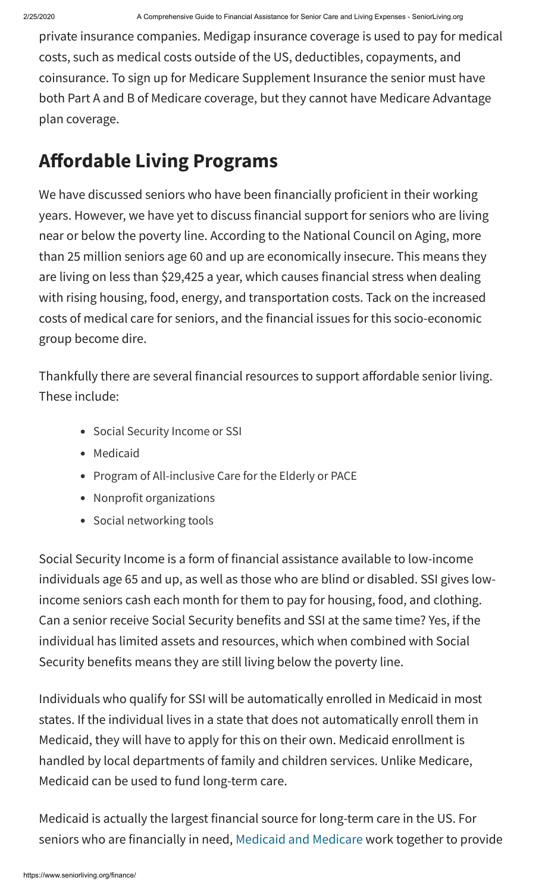private insurance companies. Medigap insurance coverage is used to pay for medical costs, such as medical costs outside of the US, deductibles, copayments, and coinsurance. To sign up for Medicare Supplement Insurance the senior must have both Part A and B of Medicare coverage, but they cannot have Medicare Advantage plan coverage.

## Affordable Living Programs

We have discussed seniors who have been financially proficient in their working years. However, we have yet to discuss financial support for seniors who are living near or below the poverty line. According to the National Council on Aging, more than 25 million seniors age 60 and up are economically insecure. This means they are living on less than $29,425 a year, which causes financial stress when dealing with rising housing, food, energy, and transportation costs. Tack on the increased costs of medical care for seniors, and the financial issues for this socio-economic group become dire.

Thankfully there are several financial resources to support affordable senior living. These include:

- Social Security Income or SSI
- Medicaid
- Program of All-inclusive Care for the Elderly or PACE
- Nonprofit organizations
- Social networking tools

Social Security Income is a form of financial assistance available to low-income individuals age 65 and up, as well as those who are blind or disabled. SSI gives low-income seniors cash each month for them to pay for housing, food, and clothing. Can a senior receive Social Security benefits and SSI at the same time? Yes, if the individual has limited assets and resources, which when combined with Social Security benefits means they are still living below the poverty line.

Individuals who qualify for SSI will be automatically enrolled in Medicaid in most states. If the individual lives in a state that does not automatically enroll them in Medicaid, they will have to apply for this on their own. Medicaid enrollment is handled by local departments of family and children services. Unlike Medicare, Medicaid can be used to fund long-term care.

Medicaid is actually the largest financial source for long-term care in the US. For seniors who are financially in need, Medicaid and Medicare work together to provide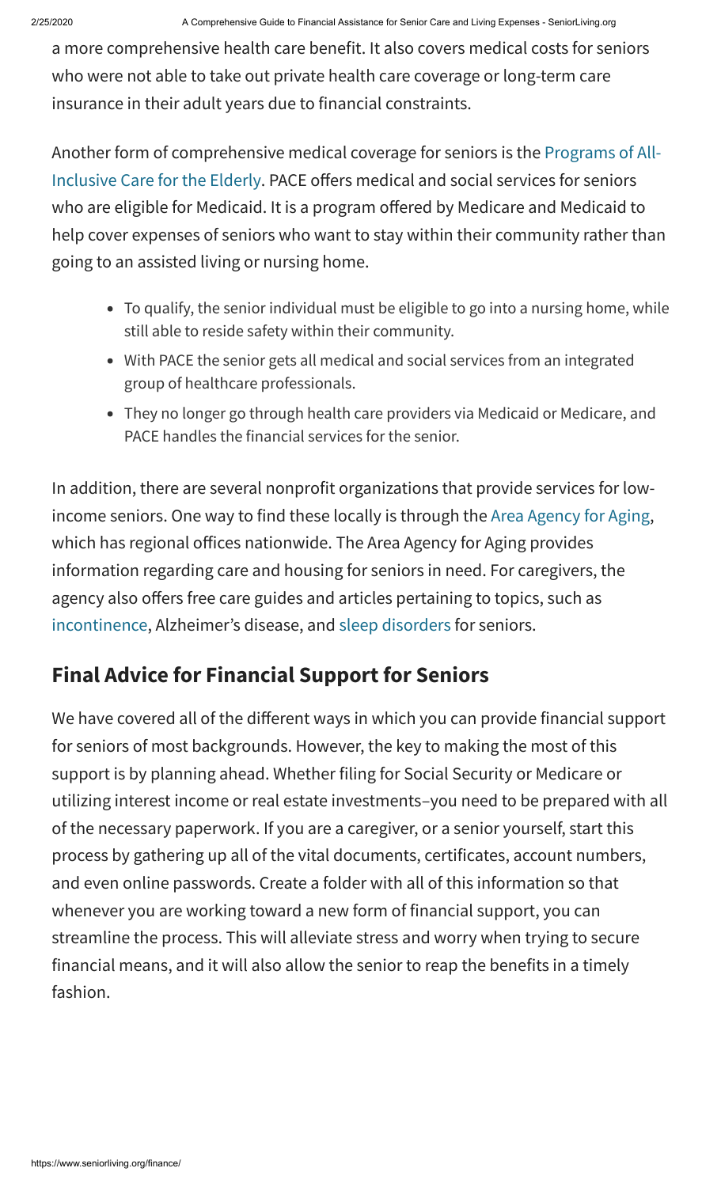a more comprehensive health care benefit. It also covers medical costs for seniors who were not able to take out private health care coverage or long-term care insurance in their adult years due to financial constraints.

Another form of comprehensive medical coverage for seniors is the Programs of All-Inclusive Care for the Elderly. PACE offers medical and social services for seniors who are eligible for Medicaid. It is a program offered by Medicare and Medicaid to help cover expenses of seniors who want to stay within their community rather than going to an assisted living or nursing home.

- To qualify, the senior individual must be eligible to go into a nursing home, while still able to reside safety within their community.
- With PACE the senior gets all medical and social services from an integrated group of healthcare professionals.
- They no longer go through health care providers via Medicaid or Medicare, and PACE handles the financial services for the senior.

In addition, there are several nonprofit organizations that provide services for low-income seniors. One way to find these locally is through the Area Agency for Aging, which has regional offices nationwide. The Area Agency for Aging provides information regarding care and housing for seniors in need. For caregivers, the agency also offers free care guides and articles pertaining to topics, such as incontinence, Alzheimer's disease, and sleep disorders for seniors.

## Final Advice for Financial Support for Seniors

We have covered all of the different ways in which you can provide financial support for seniors of most backgrounds. However, the key to making the most of this support is by planning ahead. Whether filing for Social Security or Medicare or utilizing interest income or real estate investments–you need to be prepared with all of the necessary paperwork. If you are a caregiver, or a senior yourself, start this process by gathering up all of the vital documents, certificates, account numbers, and even online passwords. Create a folder with all of this information so that whenever you are working toward a new form of financial support, you can streamline the process. This will alleviate stress and worry when trying to secure financial means, and it will also allow the senior to reap the benefits in a timely fashion.